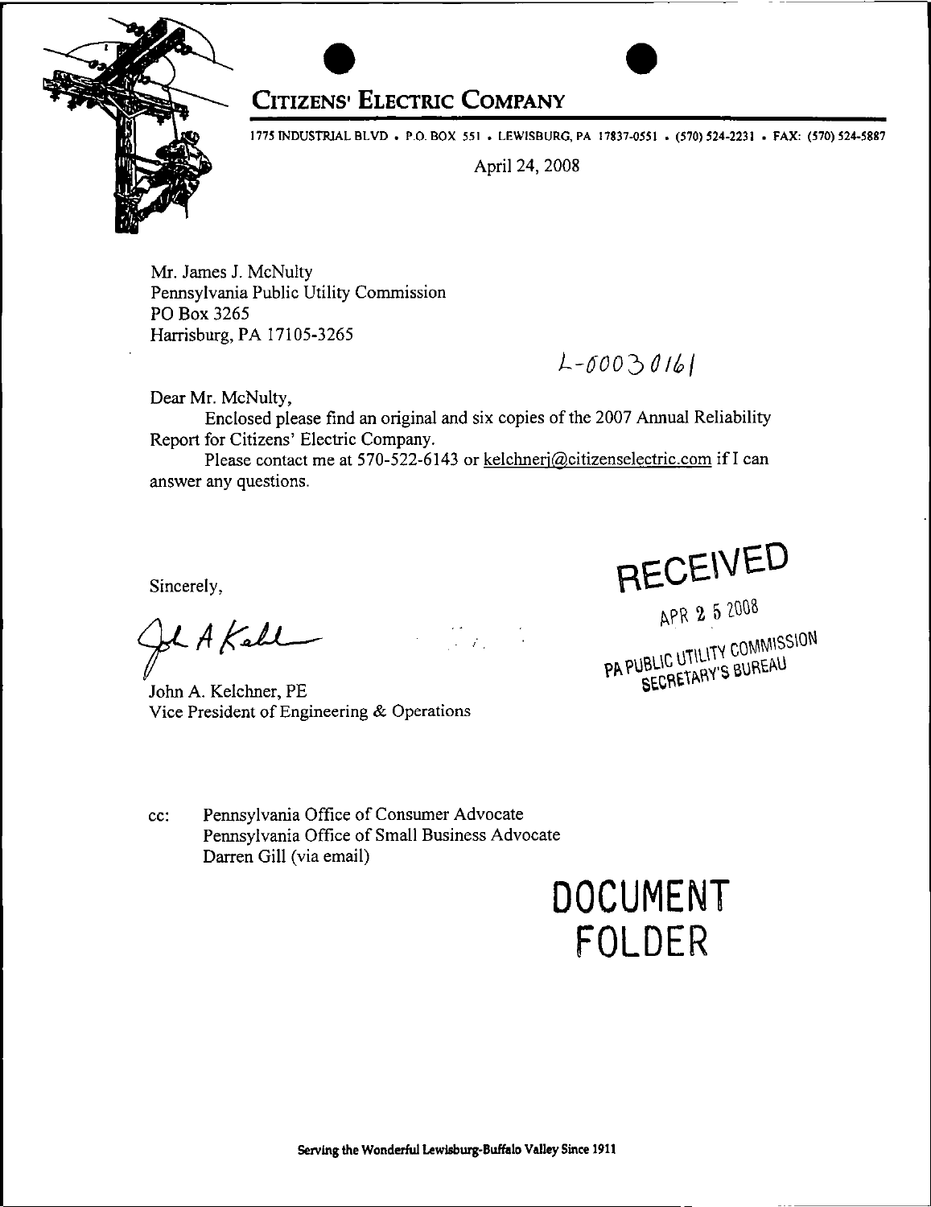# CITIZENS' ELECTRIC COMPANY

1775 INDUSTRIAL BLVD • P.O. BOX 551 • LEWISBURG, PA 17837-0551 • (570) 524-2231 • FAX: (570) 524-5887

April 24, 2008

Mr. James J. McNulty
Pennsylvania Public Utility Commission
PO Box 3265
Harrisburg, PA 17105-3265

L-00030161

Dear Mr. McNulty,

Enclosed please find an original and six copies of the 2007 Annual Reliability Report for Citizens' Electric Company.

Please contact me at 570-522-6143 or kelchnerj@citizenselectric.com if I can answer any questions.

Sincerely,

John A. Kelchner, PE
Vice President of Engineering & Operations

RECEIVED
APR 25 2008
PA PUBLIC UTILITY COMMISSION
SECRETARY'S BUREAU

cc: Pennsylvania Office of Consumer Advocate
Pennsylvania Office of Small Business Advocate
Darren Gill (via email)

DOCUMENT
FOLDER

Serving the Wonderful Lewisburg-Buffalo Valley Since 1911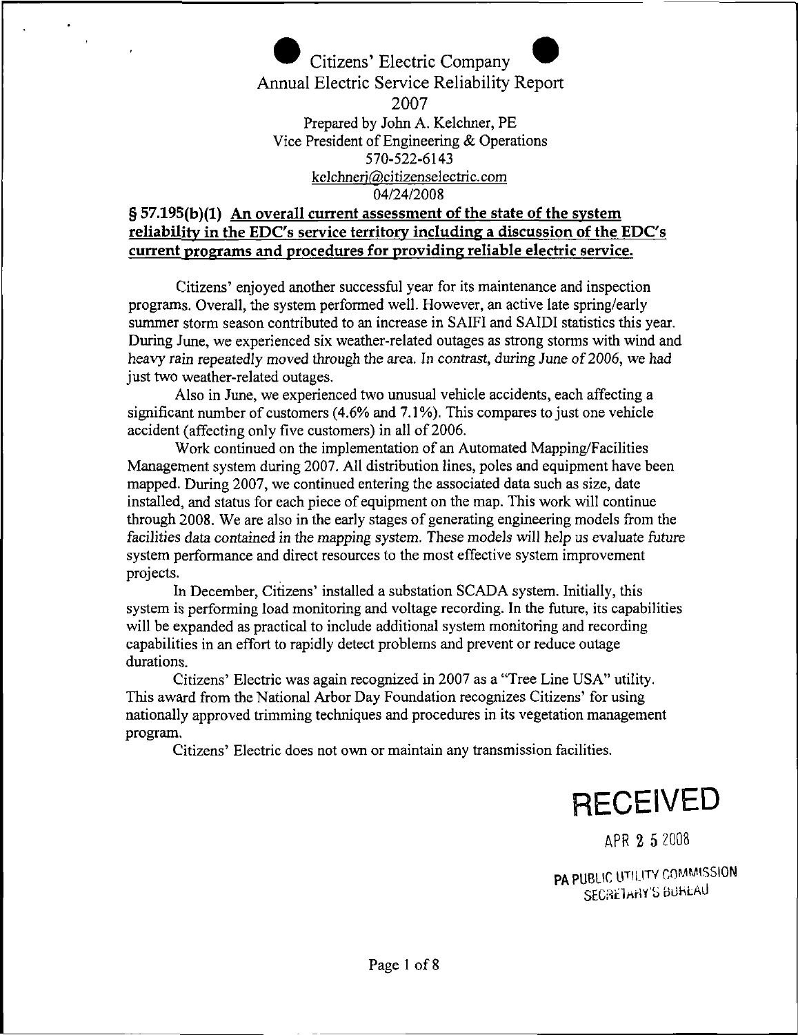# Citizens' Electric Company
## Annual Electric Service Reliability Report
## 2007

Prepared by John A. Kelchner, PE
Vice President of Engineering & Operations
570-522-6143
kelchnerj@citizenselectric.com
04/24/2008

### § 57.195(b)(1) An overall current assessment of the state of the system reliability in the EDC's service territory including a discussion of the EDC's current programs and procedures for providing reliable electric service.

Citizens' enjoyed another successful year for its maintenance and inspection programs. Overall, the system performed well. However, an active late spring/early summer storm season contributed to an increase in SAIFI and SAIDI statistics this year. During June, we experienced six weather-related outages as strong storms with wind and heavy rain repeatedly moved through the area. In contrast, during June of 2006, we had just two weather-related outages.

Also in June, we experienced two unusual vehicle accidents, each affecting a significant number of customers (4.6% and 7.1%). This compares to just one vehicle accident (affecting only five customers) in all of 2006.

Work continued on the implementation of an Automated Mapping/Facilities Management system during 2007. All distribution lines, poles and equipment have been mapped. During 2007, we continued entering the associated data such as size, date installed, and status for each piece of equipment on the map. This work will continue through 2008. We are also in the early stages of generating engineering models from the facilities data contained in the mapping system. These models will help us evaluate future system performance and direct resources to the most effective system improvement projects.

In December, Citizens' installed a substation SCADA system. Initially, this system is performing load monitoring and voltage recording. In the future, its capabilities will be expanded as practical to include additional system monitoring and recording capabilities in an effort to rapidly detect problems and prevent or reduce outage durations.

Citizens' Electric was again recognized in 2007 as a "Tree Line USA" utility. This award from the National Arbor Day Foundation recognizes Citizens' for using nationally approved trimming techniques and procedures in its vegetation management program.

Citizens' Electric does not own or maintain any transmission facilities.

RECEIVED
APR 25 2008
PA PUBLIC UTILITY COMMISSION
SECRETARY'S BUREAU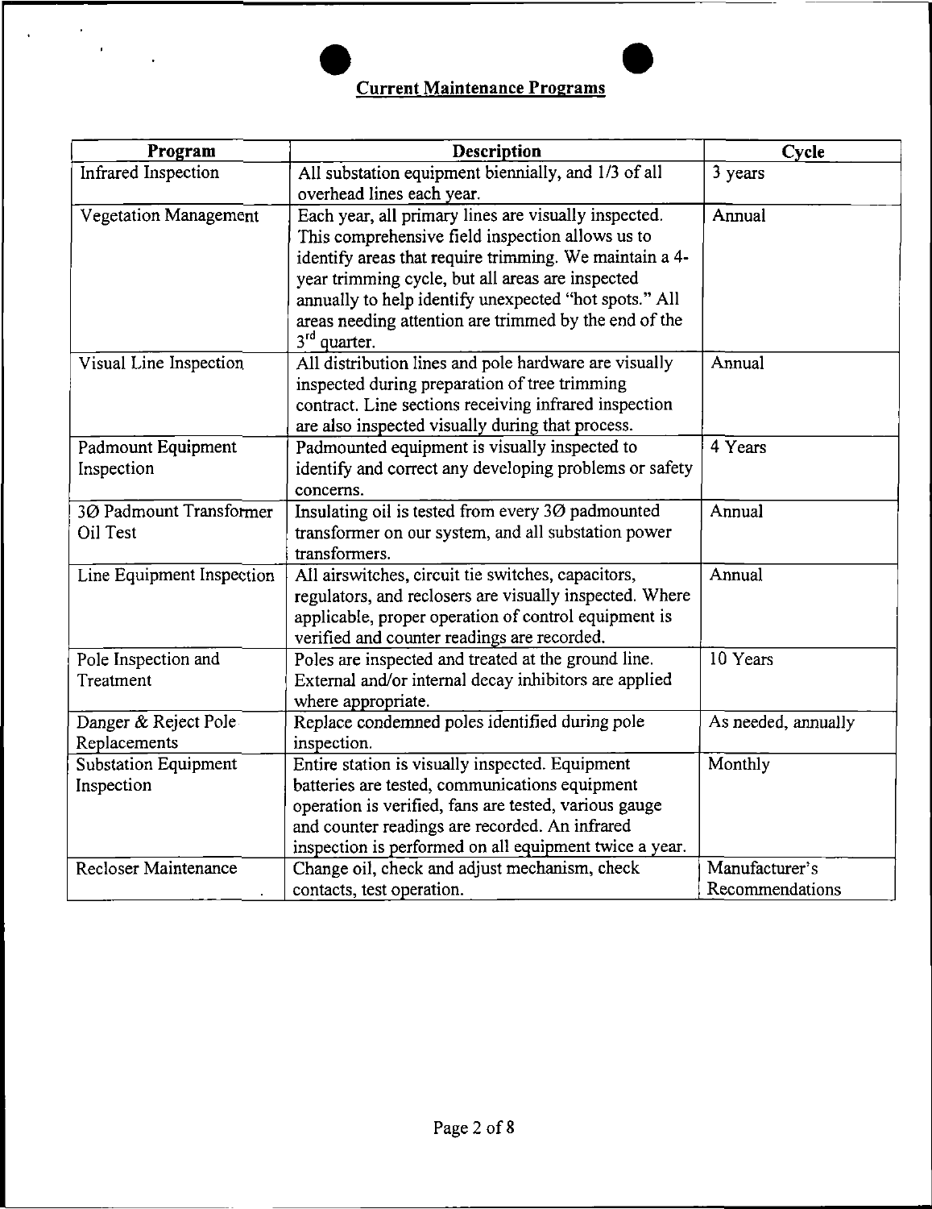## Current Maintenance Programs

| Program | Description | Cycle |
|---|---|---|
| Infrared Inspection | All substation equipment biennially, and 1/3 of all overhead lines each year. | 3 years |
| Vegetation Management | Each year, all primary lines are visually inspected. This comprehensive field inspection allows us to identify areas that require trimming. We maintain a 4-year trimming cycle, but all areas are inspected annually to help identify unexpected "hot spots." All areas needing attention are trimmed by the end of the 3rd quarter. | Annual |
| Visual Line Inspection | All distribution lines and pole hardware are visually inspected during preparation of tree trimming contract. Line sections receiving infrared inspection are also inspected visually during that process. | Annual |
| Padmount Equipment Inspection | Padmounted equipment is visually inspected to identify and correct any developing problems or safety concerns. | 4 Years |
| 3Ø Padmount Transformer Oil Test | Insulating oil is tested from every 3Ø padmounted transformer on our system, and all substation power transformers. | Annual |
| Line Equipment Inspection | All airswitches, circuit tie switches, capacitors, regulators, and reclosers are visually inspected. Where applicable, proper operation of control equipment is verified and counter readings are recorded. | Annual |
| Pole Inspection and Treatment | Poles are inspected and treated at the ground line. External and/or internal decay inhibitors are applied where appropriate. | 10 Years |
| Danger & Reject Pole Replacements | Replace condemned poles identified during pole inspection. | As needed, annually |
| Substation Equipment Inspection | Entire station is visually inspected. Equipment batteries are tested, communications equipment operation is verified, fans are tested, various gauge and counter readings are recorded. An infrared inspection is performed on all equipment twice a year. | Monthly |
| Recloser Maintenance | Change oil, check and adjust mechanism, check contacts, test operation. | Manufacturer's Recommendations |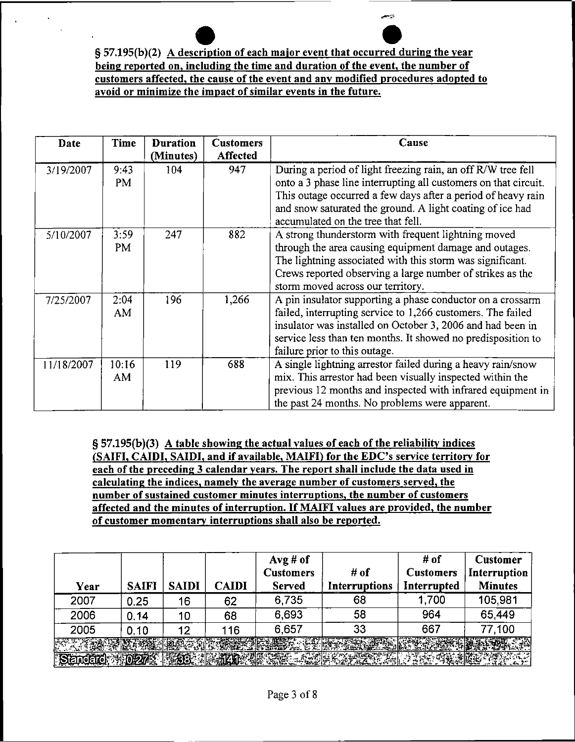**§ 57.195(b)(2) A description of each major event that occurred during the year being reported on, including the time and duration of the event, the number of customers affected, the cause of the event and any modified procedures adopted to avoid or minimize the impact of similar events in the future.**

| Date | Time | Duration (Minutes) | Customers Affected | Cause |
|---|---|---|---|---|
| 3/19/2007 | 9:43 PM | 104 | 947 | During a period of light freezing rain, an off R/W tree fell onto a 3 phase line interrupting all customers on that circuit. This outage occurred a few days after a period of heavy rain and snow saturated the ground. A light coating of ice had accumulated on the tree that fell. |
| 5/10/2007 | 3:59 PM | 247 | 882 | A strong thunderstorm with frequent lightning moved through the area causing equipment damage and outages. The lightning associated with this storm was significant. Crews reported observing a large number of strikes as the storm moved across our territory. |
| 7/25/2007 | 2:04 AM | 196 | 1,266 | A pin insulator supporting a phase conductor on a crossarm failed, interrupting service to 1,266 customers. The failed insulator was installed on October 3, 2006 and had been in service less than ten months. It showed no predisposition to failure prior to this outage. |
| 11/18/2007 | 10:16 AM | 119 | 688 | A single lightning arrestor failed during a heavy rain/snow mix. This arrestor had been visually inspected within the previous 12 months and inspected with infrared equipment in the past 24 months. No problems were apparent. |

**§ 57.195(b)(3) A table showing the actual values of each of the reliability indices (SAIFI, CAIDI, SAIDI, and if available, MAIFI) for the EDC's service territory for each of the preceding 3 calendar years. The report shall include the data used in calculating the indices, namely the average number of customers served, the number of sustained customer minutes interruptions, the number of customers affected and the minutes of interruption. If MAIFI values are provided, the number of customer momentary interruptions shall also be reported.**

| Year | SAIFI | SAIDI | CAIDI | Avg # of Customers Served | # of Interruptions | # of Customers Interrupted | Customer Interruption Minutes |
|---|---|---|---|---|---|---|---|
| 2007 | 0.25 | 16 | 62 | 6,735 | 68 | 1,700 | 105,981 |
| 2006 | 0.14 | 10 | 68 | 6,693 | 58 | 964 | 65,449 |
| 2005 | 0.10 | 12 | 116 | 6,657 | 33 | 667 | 77,100 |
| | | | | | | | |
| Standard | 0.27 | 38 | 141 | | | | |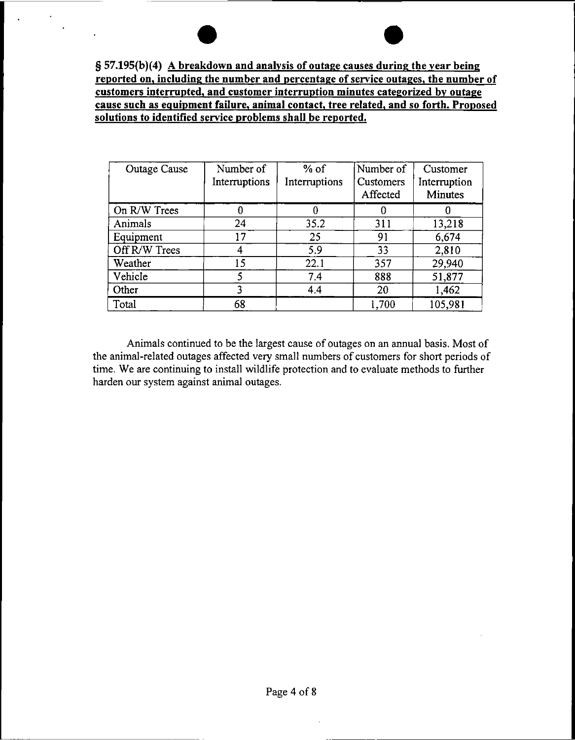**§ 57.195(b)(4) A breakdown and analysis of outage causes during the year being reported on, including the number and percentage of service outages, the number of customers interrupted, and customer interruption minutes categorized by outage cause such as equipment failure, animal contact, tree related, and so forth. Proposed solutions to identified service problems shall be reported.**

| Outage Cause | Number of Interruptions | % of Interruptions | Number of Customers Affected | Customer Interruption Minutes |
|---|---|---|---|---|
| On R/W Trees | 0 | 0 | 0 | 0 |
| Animals | 24 | 35.2 | 311 | 13,218 |
| Equipment | 17 | 25 | 91 | 6,674 |
| Off R/W Trees | 4 | 5.9 | 33 | 2,810 |
| Weather | 15 | 22.1 | 357 | 29,940 |
| Vehicle | 5 | 7.4 | 888 | 51,877 |
| Other | 3 | 4.4 | 20 | 1,462 |
| Total | 68 | | 1,700 | 105,981 |

Animals continued to be the largest cause of outages on an annual basis. Most of the animal-related outages affected very small numbers of customers for short periods of time. We are continuing to install wildlife protection and to evaluate methods to further harden our system against animal outages.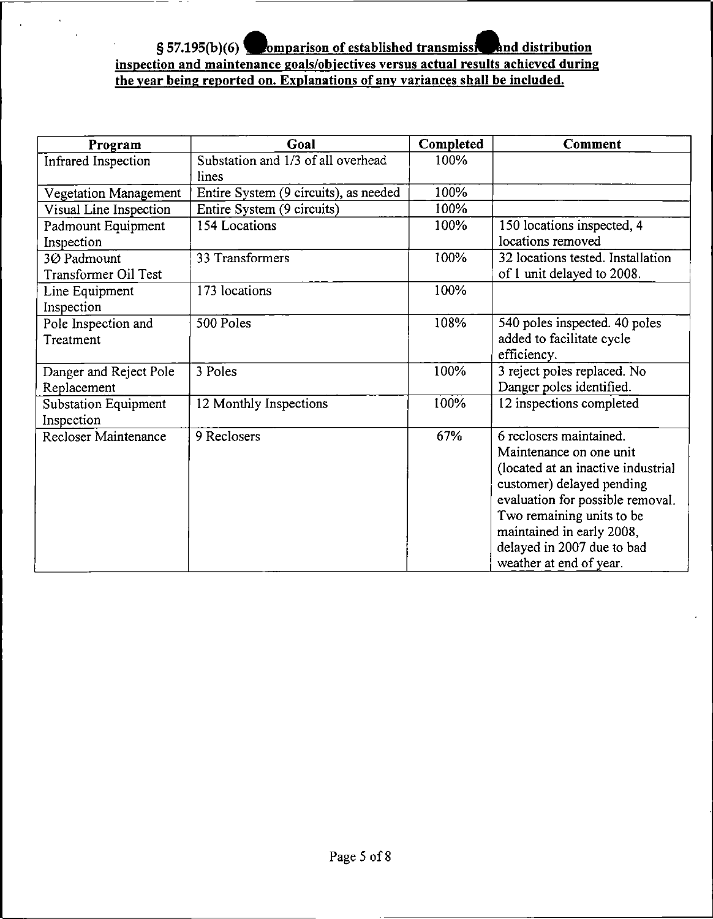**§ 57.195(b)(6) Comparison of established transmission and distribution inspection and maintenance goals/objectives versus actual results achieved during the year being reported on. Explanations of any variances shall be included.**

| Program | Goal | Completed | Comment |
|---|---|---|---|
| Infrared Inspection | Substation and 1/3 of all overhead lines | 100% | |
| Vegetation Management | Entire System (9 circuits), as needed | 100% | |
| Visual Line Inspection | Entire System (9 circuits) | 100% | |
| Padmount Equipment Inspection | 154 Locations | 100% | 150 locations inspected, 4 locations removed |
| 3Ø Padmount Transformer Oil Test | 33 Transformers | 100% | 32 locations tested. Installation of 1 unit delayed to 2008. |
| Line Equipment Inspection | 173 locations | 100% | |
| Pole Inspection and Treatment | 500 Poles | 108% | 540 poles inspected. 40 poles added to facilitate cycle efficiency. |
| Danger and Reject Pole Replacement | 3 Poles | 100% | 3 reject poles replaced. No Danger poles identified. |
| Substation Equipment Inspection | 12 Monthly Inspections | 100% | 12 inspections completed |
| Recloser Maintenance | 9 Reclosers | 67% | 6 reclosers maintained. Maintenance on one unit (located at an inactive industrial customer) delayed pending evaluation for possible removal. Two remaining units to be maintained in early 2008, delayed in 2007 due to bad weather at end of year. |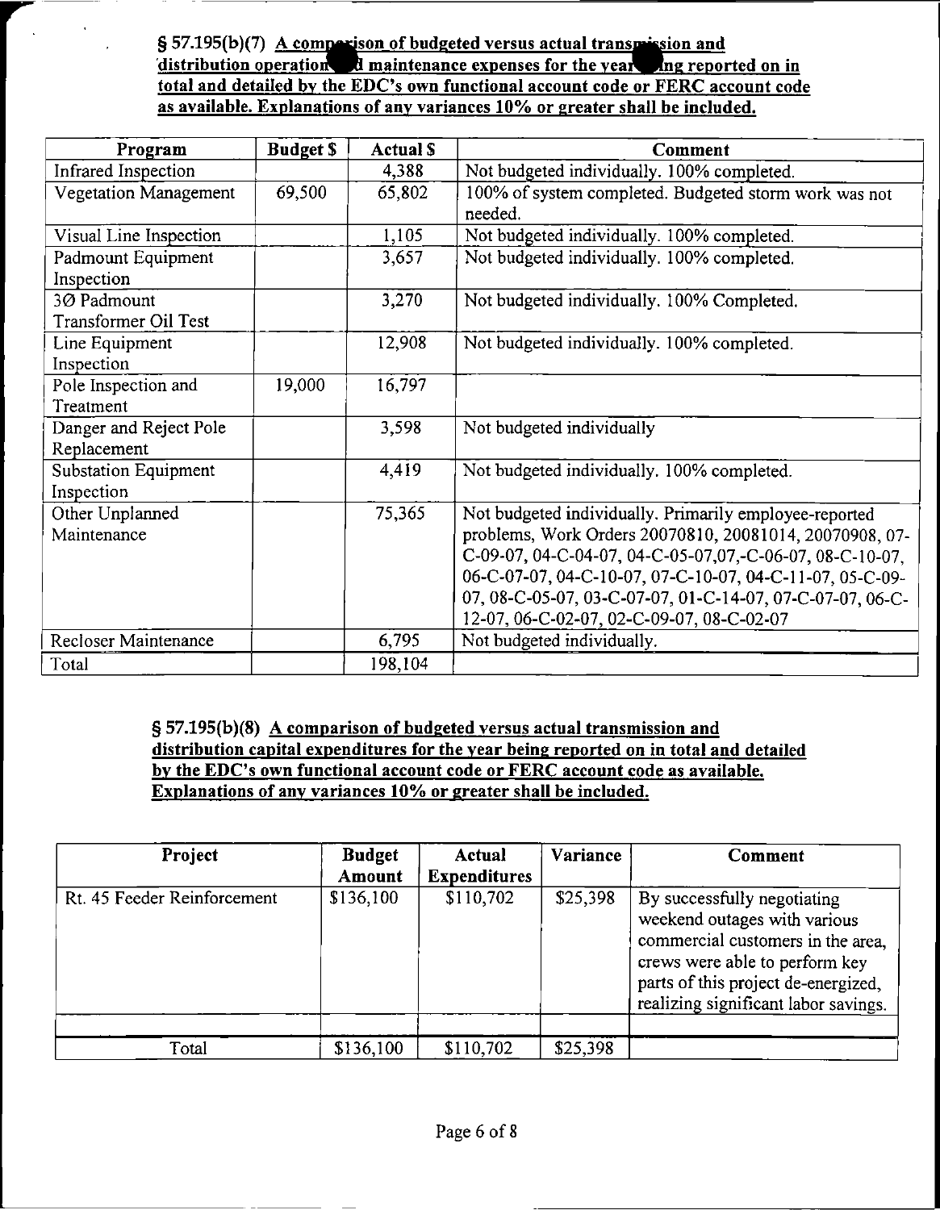**§ 57.195(b)(7) A comparison of budgeted versus actual transmission and distribution operation and maintenance expenses for the year being reported on in total and detailed by the EDC's own functional account code or FERC account code as available. Explanations of any variances 10% or greater shall be included.**

| Program | Budget $ | Actual $ | Comment |
|---|---|---|---|
| Infrared Inspection | | 4,388 | Not budgeted individually. 100% completed. |
| Vegetation Management | 69,500 | 65,802 | 100% of system completed. Budgeted storm work was not needed. |
| Visual Line Inspection | | 1,105 | Not budgeted individually. 100% completed. |
| Padmount Equipment Inspection | | 3,657 | Not budgeted individually. 100% completed. |
| 3Ø Padmount Transformer Oil Test | | 3,270 | Not budgeted individually. 100% Completed. |
| Line Equipment Inspection | | 12,908 | Not budgeted individually. 100% completed. |
| Pole Inspection and Treatment | 19,000 | 16,797 | |
| Danger and Reject Pole Replacement | | 3,598 | Not budgeted individually |
| Substation Equipment Inspection | | 4,419 | Not budgeted individually. 100% completed. |
| Other Unplanned Maintenance | | 75,365 | Not budgeted individually. Primarily employee-reported problems, Work Orders 20070810, 20081014, 20070908, 07-C-09-07, 04-C-04-07, 04-C-05-07,07,-C-06-07, 08-C-10-07, 06-C-07-07, 04-C-10-07, 07-C-10-07, 04-C-11-07, 05-C-09-07, 08-C-05-07, 03-C-07-07, 01-C-14-07, 07-C-07-07, 06-C-12-07, 06-C-02-07, 02-C-09-07, 08-C-02-07 |
| Recloser Maintenance | | 6,795 | Not budgeted individually. |
| Total | | 198,104 | |

**§ 57.195(b)(8) A comparison of budgeted versus actual transmission and distribution capital expenditures for the year being reported on in total and detailed by the EDC's own functional account code or FERC account code as available. Explanations of any variances 10% or greater shall be included.**

| Project | Budget Amount | Actual Expenditures | Variance | Comment |
|---|---|---|---|---|
| Rt. 45 Feeder Reinforcement | $136,100 | $110,702 | $25,398 | By successfully negotiating weekend outages with various commercial customers in the area, crews were able to perform key parts of this project de-energized, realizing significant labor savings. |
| | | | | |
| Total | $136,100 | $110,702 | $25,398 | |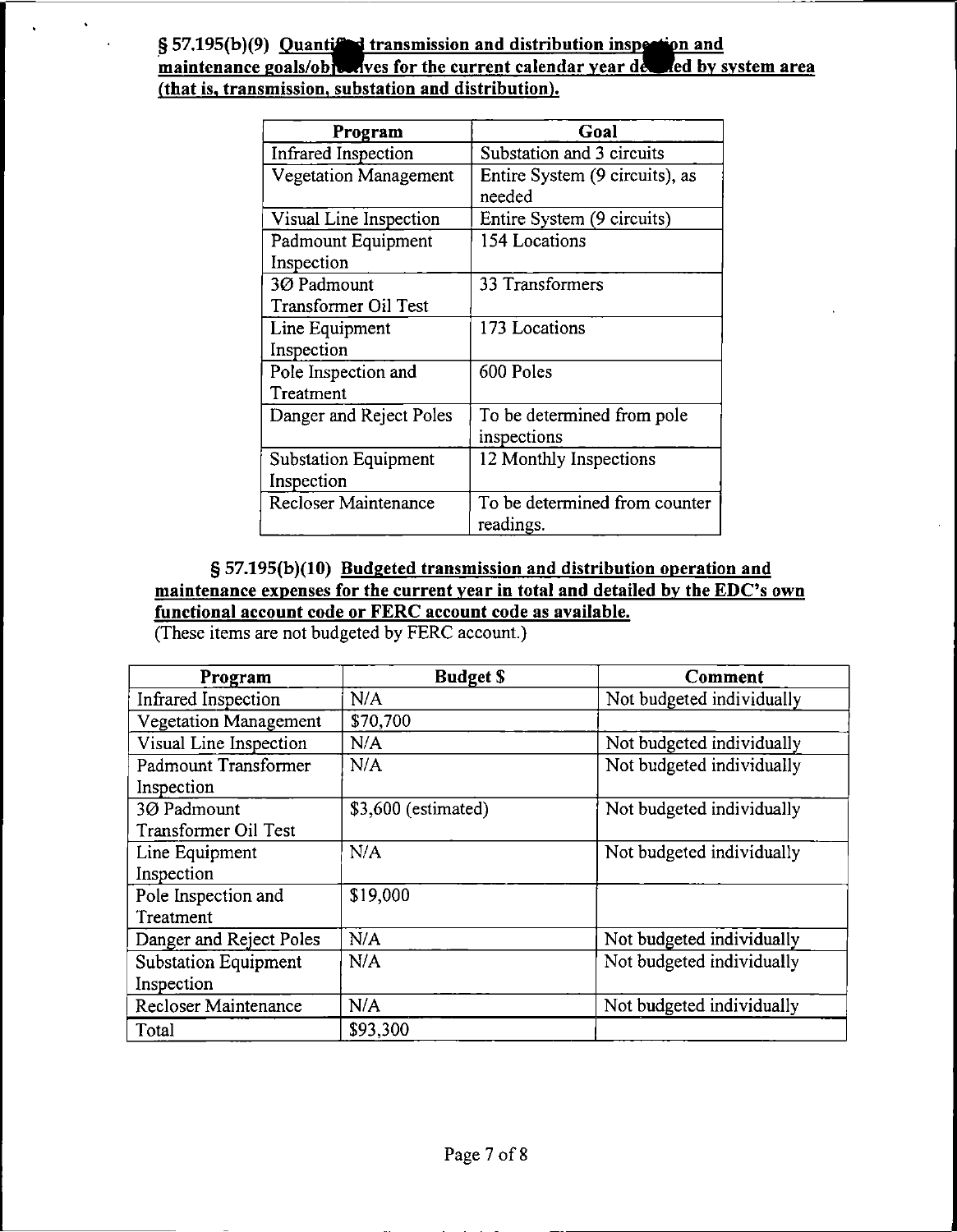**§ 57.195(b)(9) Quantified transmission and distribution inspection and maintenance goals/objectives for the current calendar year detailed by system area (that is, transmission, substation and distribution).**

| Program | Goal |
|---|---|
| Infrared Inspection | Substation and 3 circuits |
| Vegetation Management | Entire System (9 circuits), as needed |
| Visual Line Inspection | Entire System (9 circuits) |
| Padmount Equipment Inspection | 154 Locations |
| 3Ø Padmount Transformer Oil Test | 33 Transformers |
| Line Equipment Inspection | 173 Locations |
| Pole Inspection and Treatment | 600 Poles |
| Danger and Reject Poles | To be determined from pole inspections |
| Substation Equipment Inspection | 12 Monthly Inspections |
| Recloser Maintenance | To be determined from counter readings. |

**§ 57.195(b)(10) Budgeted transmission and distribution operation and maintenance expenses for the current year in total and detailed by the EDC's own functional account code or FERC account code as available.**

(These items are not budgeted by FERC account.)

| Program | Budget $ | Comment |
|---|---|---|
| Infrared Inspection | N/A | Not budgeted individually |
| Vegetation Management | $70,700 | |
| Visual Line Inspection | N/A | Not budgeted individually |
| Padmount Transformer Inspection | N/A | Not budgeted individually |
| 3Ø Padmount Transformer Oil Test | $3,600 (estimated) | Not budgeted individually |
| Line Equipment Inspection | N/A | Not budgeted individually |
| Pole Inspection and Treatment | $19,000 | |
| Danger and Reject Poles | N/A | Not budgeted individually |
| Substation Equipment Inspection | N/A | Not budgeted individually |
| Recloser Maintenance | N/A | Not budgeted individually |
| Total | $93,300 | |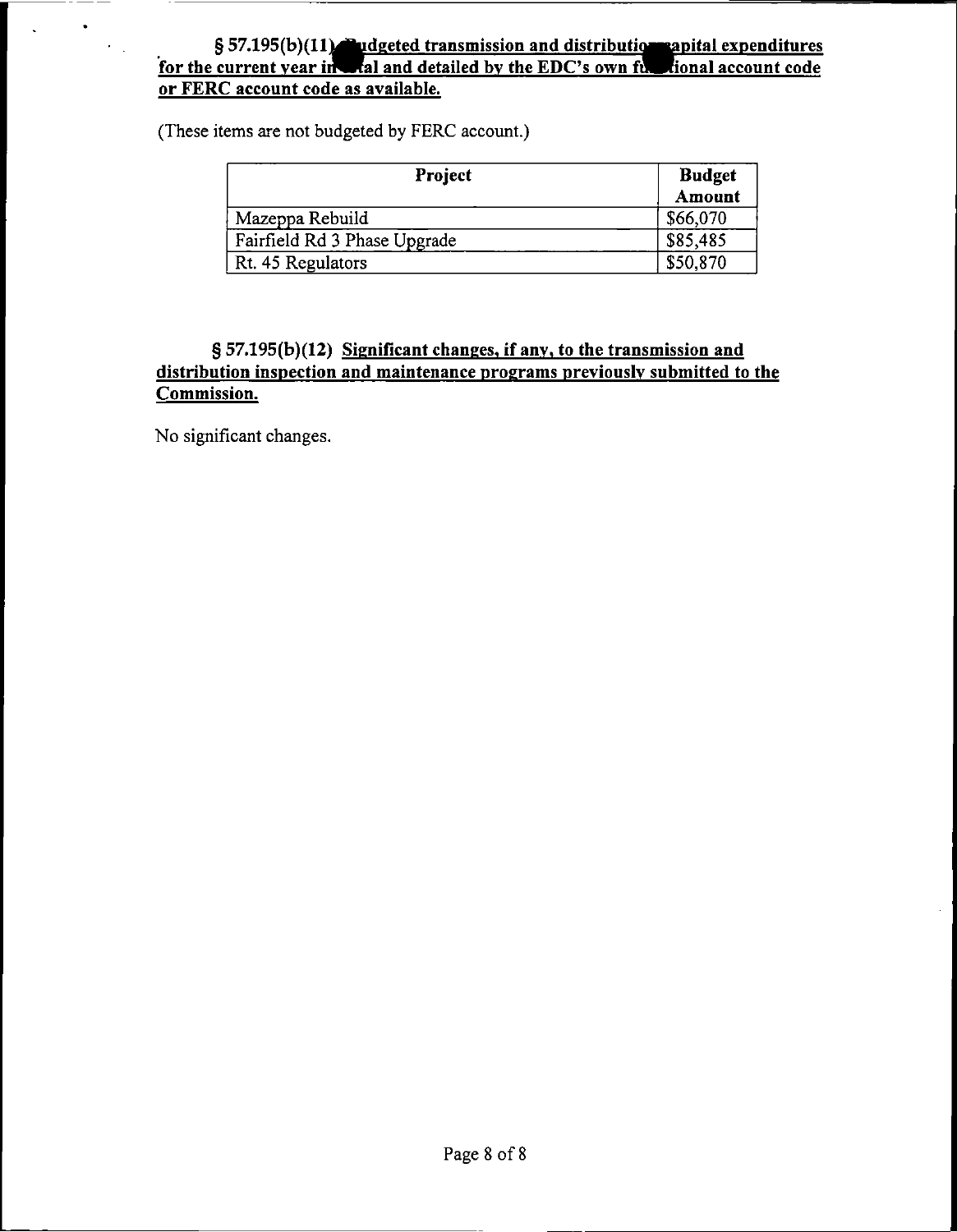**§ 57.195(b)(11) Budgeted transmission and distribution capital expenditures for the current year in total and detailed by the EDC's own functional account code or FERC account code as available.**

(These items are not budgeted by FERC account.)

| Project | Budget Amount |
|---|---|
| Mazeppa Rebuild | $66,070 |
| Fairfield Rd 3 Phase Upgrade | $85,485 |
| Rt. 45 Regulators | $50,870 |

**§ 57.195(b)(12) Significant changes, if any, to the transmission and distribution inspection and maintenance programs previously submitted to the Commission.**

No significant changes.